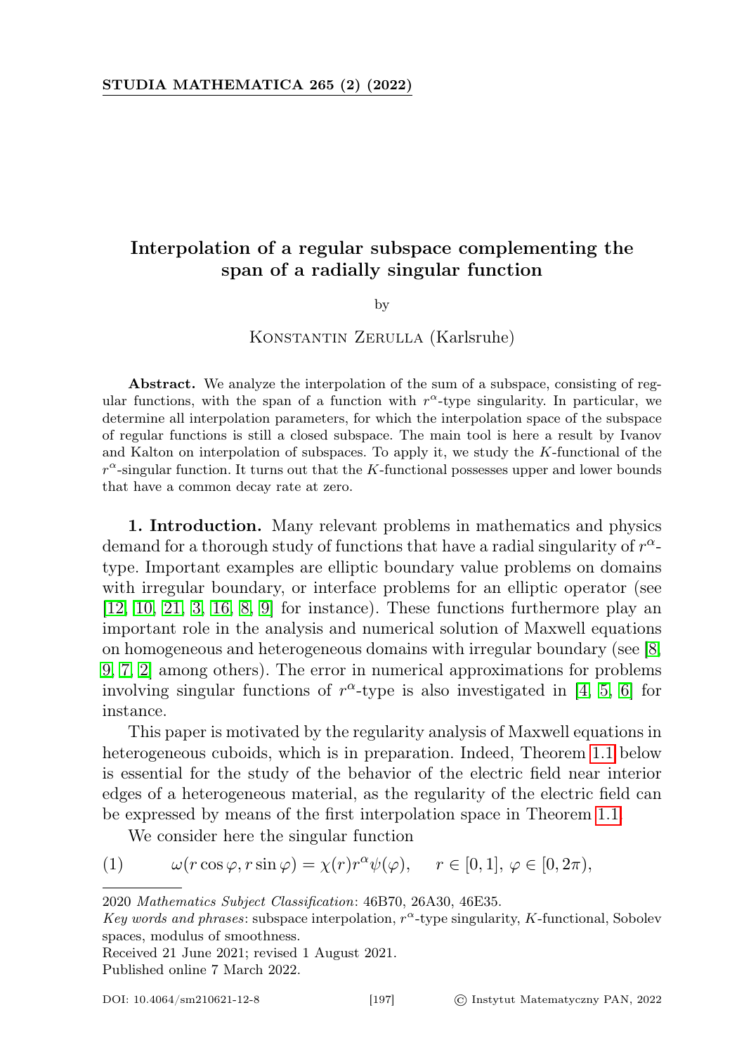# Interpolation of a regular subspace complementing the span of a radially singular function

by

Konstantin Zerulla (Karlsruhe)

**Abstract.** We analyze the interpolation of the sum of a subspace, consisting of regular functions, with the span of a function with $r^\alpha$-type singularity. In particular, we determine all interpolation parameters, for which the interpolation space of the subspace of regular functions is still a closed subspace. The main tool is here a result by Ivanov and Kalton on interpolation of subspaces. To apply it, we study the $K$-functional of the $r^\alpha$-singular function. It turns out that the $K$-functional possesses upper and lower bounds that have a common decay rate at zero.

**1. Introduction.** Many relevant problems in mathematics and physics demand for a thorough study of functions that have a radial singularity of $r^\alpha$-type. Important examples are elliptic boundary value problems on domains with irregular boundary, or interface problems for an elliptic operator (see [12, 10, 21, 3, 16, 8, 9] for instance). These functions furthermore play an important role in the analysis and numerical solution of Maxwell equations on homogeneous and heterogeneous domains with irregular boundary (see [8, 9, 7, 2] among others). The error in numerical approximations for problems involving singular functions of $r^\alpha$-type is also investigated in [4, 5, 6] for instance.

This paper is motivated by the regularity analysis of Maxwell equations in heterogeneous cuboids, which is in preparation. Indeed, Theorem 1.1 below is essential for the study of the behavior of the electric field near interior edges of a heterogeneous material, as the regularity of the electric field can be expressed by means of the first interpolation space in Theorem 1.1.

We consider here the singular function

$$\omega(r\cos\varphi, r\sin\varphi) = \chi(r)r^\alpha\psi(\varphi), \qquad r\in[0,1],\ \varphi\in[0,2\pi), \tag{1}$$

2020 *Mathematics Subject Classification*: 46B70, 26A30, 46E35.

*Key words and phrases*: subspace interpolation, $r^\alpha$-type singularity, $K$-functional, Sobolev spaces, modulus of smoothness.

Received 21 June 2021; revised 1 August 2021.

Published online 7 March 2022.

DOI: 10.4064/sm210621-12-8 © Instytut Matematyczny PAN, 2022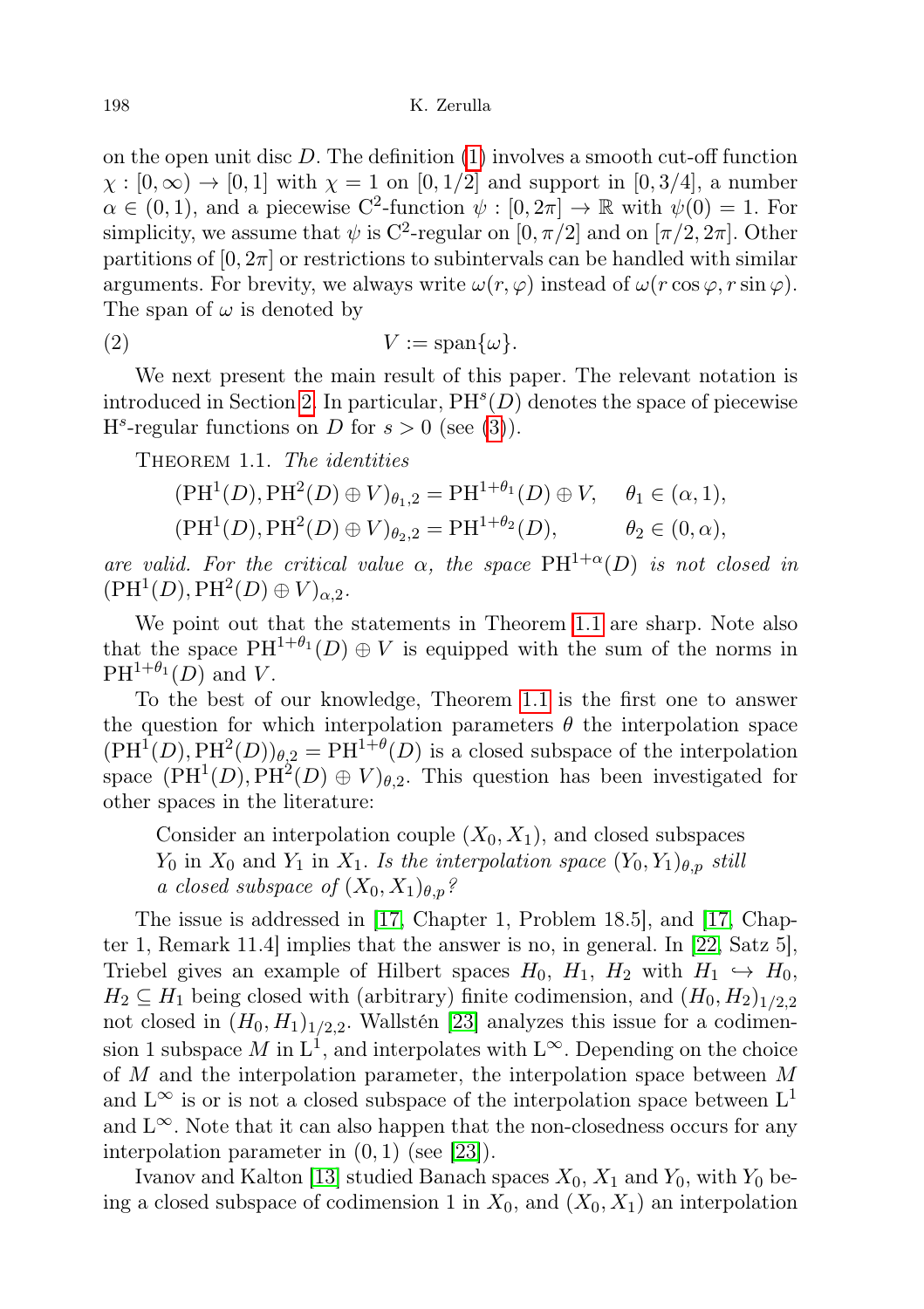on the open unit disc $D$. The definition (1) involves a smooth cut-off function $\chi : [0, \infty) \to [0, 1]$ with $\chi = 1$ on $[0, 1/2]$ and support in $[0, 3/4]$, a number $\alpha \in (0, 1)$, and a piecewise $\mathrm{C}^2$-function $\psi : [0, 2\pi] \to \mathbb{R}$ with $\psi(0) = 1$. For simplicity, we assume that $\psi$ is $\mathrm{C}^2$-regular on $[0, \pi/2]$ and on $[\pi/2, 2\pi]$. Other partitions of $[0, 2\pi]$ or restrictions to subintervals can be handled with similar arguments. For brevity, we always write $\omega(r, \varphi)$ instead of $\omega(r \cos\varphi, r \sin\varphi)$. The span of $\omega$ is denoted by

$$V := \operatorname{span}\{\omega\}. \tag{2}$$

We next present the main result of this paper. The relevant notation is introduced in Section 2. In particular, $\mathrm{PH}^s(D)$ denotes the space of piecewise $\mathrm{H}^s$-regular functions on $D$ for $s > 0$ (see (3)).

Theorem 1.1. *The identities*

$$\begin{aligned}
(\mathrm{PH}^1(D), \mathrm{PH}^2(D) \oplus V)_{\theta_1,2} &= \mathrm{PH}^{1+\theta_1}(D) \oplus V, \qquad \theta_1 \in (\alpha, 1),\\
(\mathrm{PH}^1(D), \mathrm{PH}^2(D) \oplus V)_{\theta_2,2} &= \mathrm{PH}^{1+\theta_2}(D), \qquad\qquad \theta_2 \in (0, \alpha),
\end{aligned}$$

*are valid. For the critical value $\alpha$, the space $\mathrm{PH}^{1+\alpha}(D)$ is not closed in $(\mathrm{PH}^1(D), \mathrm{PH}^2(D) \oplus V)_{\alpha,2}$.*

We point out that the statements in Theorem 1.1 are sharp. Note also that the space $\mathrm{PH}^{1+\theta_1}(D) \oplus V$ is equipped with the sum of the norms in $\mathrm{PH}^{1+\theta_1}(D)$ and $V$.

To the best of our knowledge, Theorem 1.1 is the first one to answer the question for which interpolation parameters $\theta$ the interpolation space $(\mathrm{PH}^1(D), \mathrm{PH}^2(D))_{\theta,2} = \mathrm{PH}^{1+\theta}(D)$ is a closed subspace of the interpolation space $(\mathrm{PH}^1(D), \mathrm{PH}^2(D) \oplus V)_{\theta,2}$. This question has been investigated for other spaces in the literature:

> Consider an interpolation couple $(X_0, X_1)$, and closed subspaces $Y_0$ in $X_0$ and $Y_1$ in $X_1$. *Is the interpolation space $(Y_0, Y_1)_{\theta,p}$ still a closed subspace of $(X_0, X_1)_{\theta,p}$?*

The issue is addressed in [17, Chapter 1, Problem 18.5], and [17, Chapter 1, Remark 11.4] implies that the answer is no, in general. In [22, Satz 5], Triebel gives an example of Hilbert spaces $H_0$, $H_1$, $H_2$ with $H_1 \hookrightarrow H_0$, $H_2 \subseteq H_1$ being closed with (arbitrary) finite codimension, and $(H_0, H_2)_{1/2,2}$ not closed in $(H_0, H_1)_{1/2,2}$. Wallstén [23] analyzes this issue for a codimension 1 subspace $M$ in $\mathrm{L}^1$, and interpolates with $\mathrm{L}^\infty$. Depending on the choice of $M$ and the interpolation parameter, the interpolation space between $M$ and $\mathrm{L}^\infty$ is or is not a closed subspace of the interpolation space between $\mathrm{L}^1$ and $\mathrm{L}^\infty$. Note that it can also happen that the non-closedness occurs for any interpolation parameter in $(0, 1)$ (see [23]).

Ivanov and Kalton [13] studied Banach spaces $X_0$, $X_1$ and $Y_0$, with $Y_0$ being a closed subspace of codimension 1 in $X_0$, and $(X_0, X_1)$ an interpolation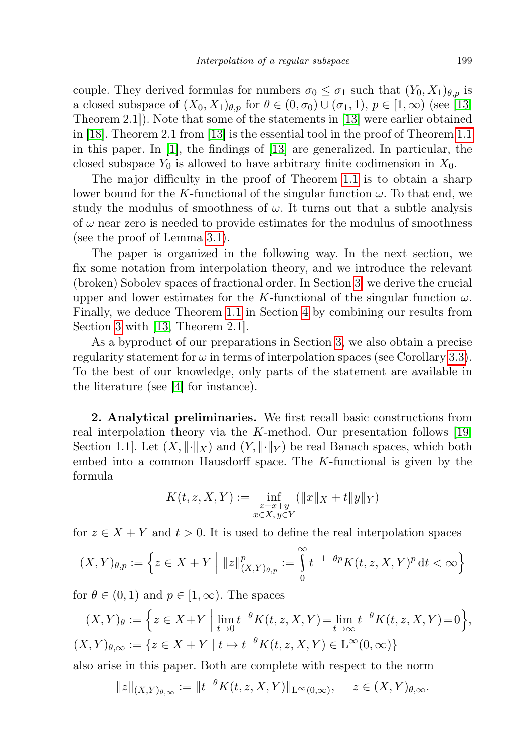couple. They derived formulas for numbers $\sigma_0 \le \sigma_1$ such that $(Y_0, X_1)_{\theta,p}$ is a closed subspace of $(X_0, X_1)_{\theta,p}$ for $\theta \in (0,\sigma_0) \cup (\sigma_1, 1)$, $p \in [1,\infty)$ (see [13, Theorem 2.1]). Note that some of the statements in [13] were earlier obtained in [18]. Theorem 2.1 from [13] is the essential tool in the proof of Theorem 1.1 in this paper. In [1], the findings of [13] are generalized. In particular, the closed subspace $Y_0$ is allowed to have arbitrary finite codimension in $X_0$.

The major difficulty in the proof of Theorem 1.1 is to obtain a sharp lower bound for the $K$-functional of the singular function $\omega$. To that end, we study the modulus of smoothness of $\omega$. It turns out that a subtle analysis of $\omega$ near zero is needed to provide estimates for the modulus of smoothness (see the proof of Lemma 3.1).

The paper is organized in the following way. In the next section, we fix some notation from interpolation theory, and we introduce the relevant (broken) Sobolev spaces of fractional order. In Section 3, we derive the crucial upper and lower estimates for the $K$-functional of the singular function $\omega$. Finally, we deduce Theorem 1.1 in Section 4 by combining our results from Section 3 with [13, Theorem 2.1].

As a byproduct of our preparations in Section 3, we also obtain a precise regularity statement for $\omega$ in terms of interpolation spaces (see Corollary 3.3). To the best of our knowledge, only parts of the statement are available in the literature (see [4] for instance).

**2. Analytical preliminaries.** We first recall basic constructions from real interpolation theory via the $K$-method. Our presentation follows [19, Section 1.1]. Let $(X, \|\cdot\|_X)$ and $(Y, \|\cdot\|_Y)$ be real Banach spaces, which both embed into a common Hausdorff space. The $K$-functional is given by the formula

$$K(t, z, X, Y) := \inf_{\substack{z=x+y \\ x\in X,\, y\in Y}} (\|x\|_X + t\|y\|_Y)$$

for $z \in X + Y$ and $t > 0$. It is used to define the real interpolation spaces

$$(X,Y)_{\theta,p} := \Big\{ z \in X + Y \;\Big|\; \|z\|^p_{(X,Y)_{\theta,p}} := \int_0^\infty t^{-1-\theta p} K(t, z, X, Y)^p \,\mathrm{d}t < \infty \Big\}$$

for $\theta \in (0, 1)$ and $p \in [1, \infty)$. The spaces

$$(X,Y)_\theta := \Big\{ z \in X+Y \;\Big|\; \lim_{t\to 0} t^{-\theta} K(t,z,X,Y) = \lim_{t\to\infty} t^{-\theta} K(t,z,X,Y) = 0 \Big\},$$

$$(X,Y)_{\theta,\infty} := \{ z \in X + Y \mid t \mapsto t^{-\theta} K(t, z, X, Y) \in \mathrm{L}^\infty(0,\infty) \}$$

also arise in this paper. Both are complete with respect to the norm

$$\|z\|_{(X,Y)_{\theta,\infty}} := \|t^{-\theta} K(t, z, X, Y)\|_{\mathrm{L}^\infty(0,\infty)}, \qquad z \in (X,Y)_{\theta,\infty}.$$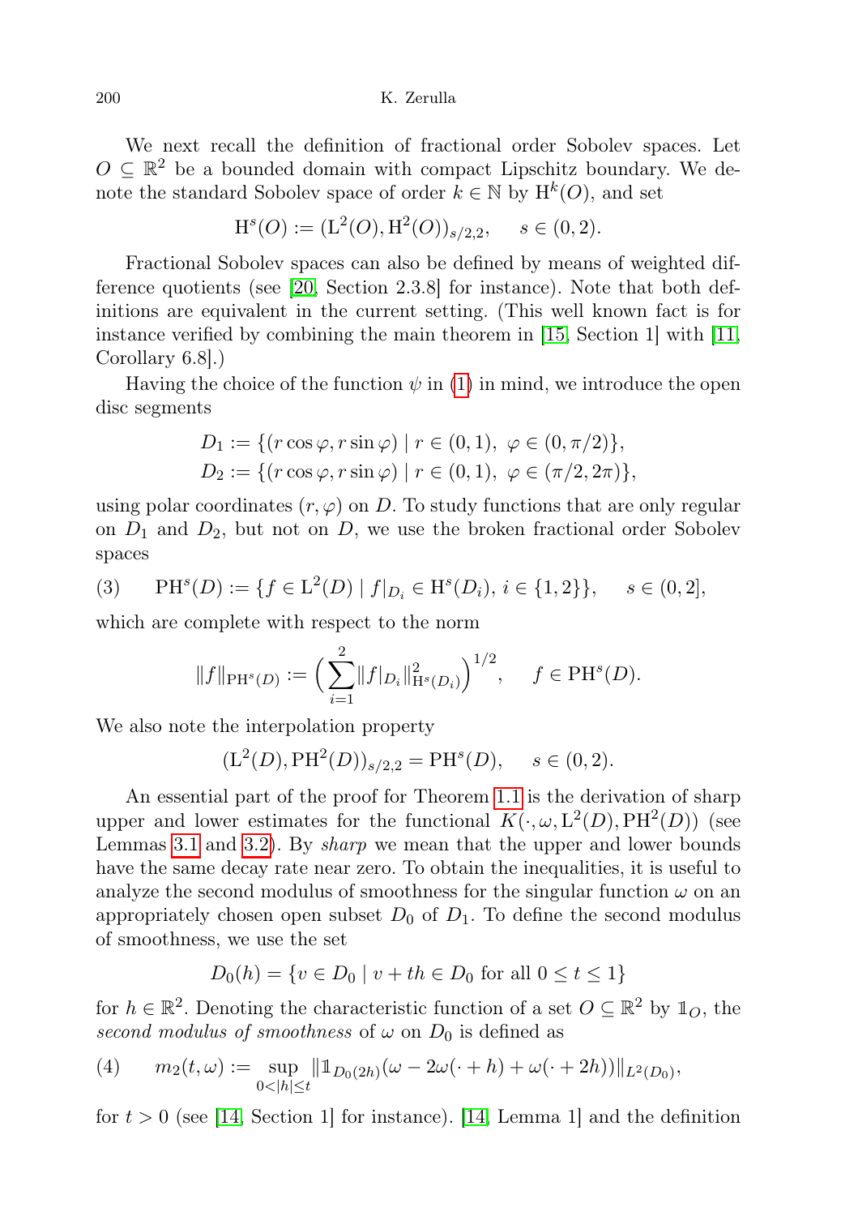We next recall the definition of fractional order Sobolev spaces. Let $O \subseteq \mathbb{R}^2$ be a bounded domain with compact Lipschitz boundary. We denote the standard Sobolev space of order $k \in \mathbb{N}$ by $\mathrm{H}^k(O)$, and set

$$\mathrm{H}^s(O) := (\mathrm{L}^2(O), \mathrm{H}^2(O))_{s/2,2}, \quad s \in (0,2).$$

Fractional Sobolev spaces can also be defined by means of weighted difference quotients (see [20, Section 2.3.8] for instance). Note that both definitions are equivalent in the current setting. (This well known fact is for instance verified by combining the main theorem in [15, Section 1] with [11, Corollary 6.8].)

Having the choice of the function $\psi$ in (1) in mind, we introduce the open disc segments

$$D_1 := \{(r\cos\varphi, r\sin\varphi) \mid r \in (0,1),\ \varphi \in (0, \pi/2)\},$$
$$D_2 := \{(r\cos\varphi, r\sin\varphi) \mid r \in (0,1),\ \varphi \in (\pi/2, 2\pi)\},$$

using polar coordinates $(r, \varphi)$ on $D$. To study functions that are only regular on $D_1$ and $D_2$, but not on $D$, we use the broken fractional order Sobolev spaces

$$\mathrm{PH}^s(D) := \{f \in \mathrm{L}^2(D) \mid f|_{D_i} \in \mathrm{H}^s(D_i),\ i \in \{1,2\}\}, \quad s \in (0,2], \tag{3}$$

which are complete with respect to the norm

$$\|f\|_{\mathrm{PH}^s(D)} := \Big(\sum_{i=1}^{2} \|f|_{D_i}\|^2_{\mathrm{H}^s(D_i)}\Big)^{1/2}, \quad f \in \mathrm{PH}^s(D).$$

We also note the interpolation property

$$(\mathrm{L}^2(D), \mathrm{PH}^2(D))_{s/2,2} = \mathrm{PH}^s(D), \quad s \in (0,2).$$

An essential part of the proof for Theorem 1.1 is the derivation of sharp upper and lower estimates for the functional $K(\cdot, \omega, \mathrm{L}^2(D), \mathrm{PH}^2(D))$ (see Lemmas 3.1 and 3.2). By *sharp* we mean that the upper and lower bounds have the same decay rate near zero. To obtain the inequalities, it is useful to analyze the second modulus of smoothness for the singular function $\omega$ on an appropriately chosen open subset $D_0$ of $D_1$. To define the second modulus of smoothness, we use the set

$$D_0(h) = \{v \in D_0 \mid v + th \in D_0 \text{ for all } 0 \leq t \leq 1\}$$

for $h \in \mathbb{R}^2$. Denoting the characteristic function of a set $O \subseteq \mathbb{R}^2$ by $\mathbb{1}_O$, the *second modulus of smoothness* of $\omega$ on $D_0$ is defined as

$$m_2(t, \omega) := \sup_{0 < |h| \leq t} \|\mathbb{1}_{D_0(2h)}(\omega - 2\omega(\cdot + h) + \omega(\cdot + 2h))\|_{L^2(D_0)}, \tag{4}$$

for $t > 0$ (see [14, Section 1] for instance). [14, Lemma 1] and the definition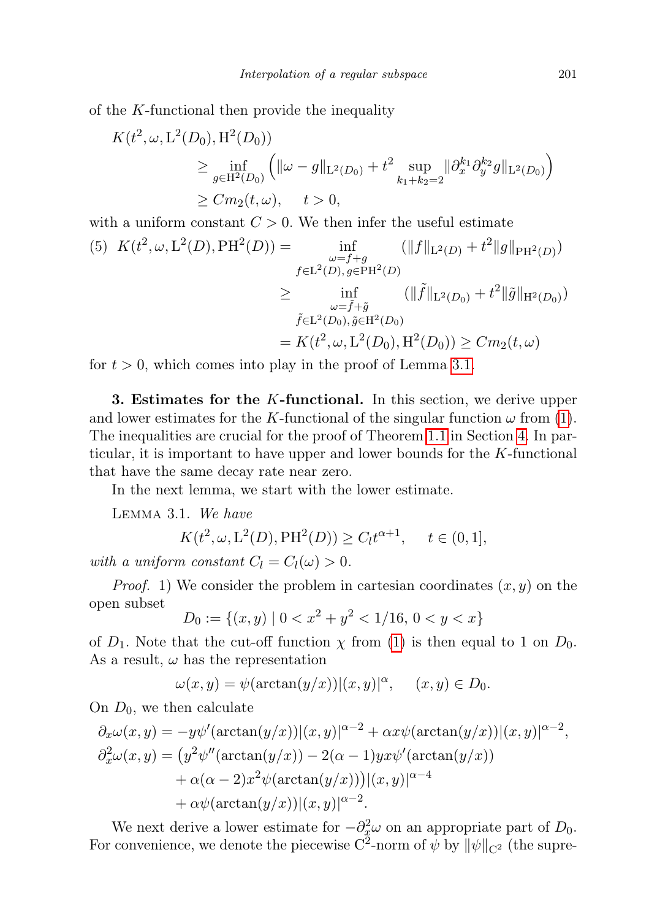of the $K$-functional then provide the inequality

$$
\begin{aligned}
K(t^2, \omega, \mathrm{L}^2(D_0), \mathrm{H}^2(D_0)) &\\
&\geq \inf_{g \in \mathrm{H}^2(D_0)} \Big( \|\omega - g\|_{\mathrm{L}^2(D_0)} + t^2 \sup_{k_1+k_2=2} \|\partial_x^{k_1} \partial_y^{k_2} g\|_{\mathrm{L}^2(D_0)} \Big) \\
&\geq C m_2(t, \omega), \quad t > 0,
\end{aligned}
$$

with a uniform constant $C > 0$. We then infer the useful estimate

$$
\begin{aligned}
(5) \quad K(t^2, \omega, \mathrm{L}^2(D), \mathrm{PH}^2(D)) &= \inf_{\substack{\omega = f+g \\ f \in \mathrm{L}^2(D),\, g \in \mathrm{PH}^2(D)}} (\|f\|_{\mathrm{L}^2(D)} + t^2 \|g\|_{\mathrm{PH}^2(D)}) \\
&\geq \inf_{\substack{\omega = \tilde{f}+\tilde{g} \\ \tilde{f} \in \mathrm{L}^2(D_0),\, \tilde{g} \in \mathrm{H}^2(D_0)}} (\|\tilde{f}\|_{\mathrm{L}^2(D_0)} + t^2 \|\tilde{g}\|_{\mathrm{H}^2(D_0)}) \\
&= K(t^2, \omega, \mathrm{L}^2(D_0), \mathrm{H}^2(D_0)) \geq C m_2(t, \omega)
\end{aligned}
$$

for $t > 0$, which comes into play in the proof of Lemma 3.1.

**3. Estimates for the $K$-functional.** In this section, we derive upper and lower estimates for the $K$-functional of the singular function $\omega$ from (1). The inequalities are crucial for the proof of Theorem 1.1 in Section 4. In particular, it is important to have upper and lower bounds for the $K$-functional that have the same decay rate near zero.

In the next lemma, we start with the lower estimate.

LEMMA 3.1. *We have*

$$
K(t^2, \omega, \mathrm{L}^2(D), \mathrm{PH}^2(D)) \geq C_l t^{\alpha+1}, \quad t \in (0, 1],
$$

*with a uniform constant $C_l = C_l(\omega) > 0$.*

*Proof.* 1) We consider the problem in cartesian coordinates $(x, y)$ on the open subset

$$
D_0 := \{(x, y) \mid 0 < x^2 + y^2 < 1/16,\ 0 < y < x\}
$$

of $D_1$. Note that the cut-off function $\chi$ from (1) is then equal to 1 on $D_0$. As a result, $\omega$ has the representation

$$
\omega(x, y) = \psi(\arctan(y/x)) |(x, y)|^\alpha, \quad (x, y) \in D_0.
$$

On $D_0$, we then calculate

$$
\begin{aligned}
\partial_x \omega(x, y) &= -y \psi'(\arctan(y/x)) |(x, y)|^{\alpha-2} + \alpha x \psi(\arctan(y/x)) |(x, y)|^{\alpha-2}, \\
\partial_x^2 \omega(x, y) &= \big( y^2 \psi''(\arctan(y/x)) - 2(\alpha - 1) y x \psi'(\arctan(y/x)) \\
&\quad + \alpha(\alpha - 2) x^2 \psi(\arctan(y/x)) \big) |(x, y)|^{\alpha-4} \\
&\quad + \alpha \psi(\arctan(y/x)) |(x, y)|^{\alpha-2}.
\end{aligned}
$$

We next derive a lower estimate for $-\partial_x^2 \omega$ on an appropriate part of $D_0$. For convenience, we denote the piecewise $\mathrm{C}^2$-norm of $\psi$ by $\|\psi\|_{\mathrm{C}^2}$ (the supre-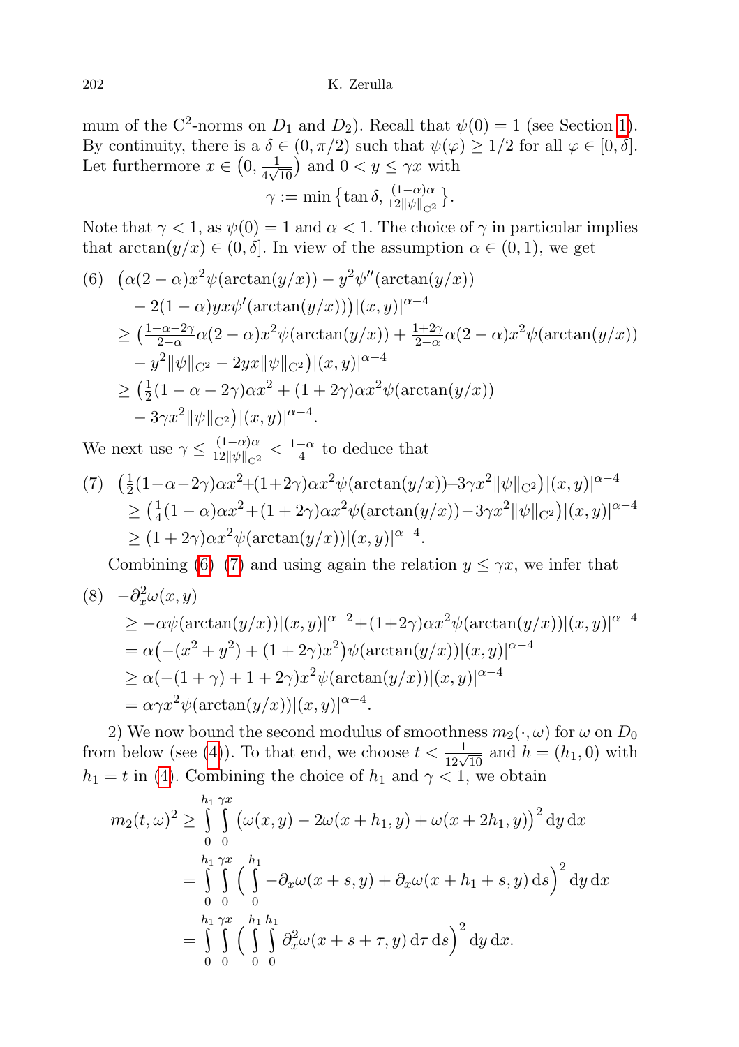mum of the $C^2$-norms on $D_1$ and $D_2$). Recall that $\psi(0) = 1$ (see Section 1). By continuity, there is a $\delta \in (0, \pi/2)$ such that $\psi(\varphi) \geq 1/2$ for all $\varphi \in [0, \delta]$. Let furthermore $x \in \big(0, \frac{1}{4\sqrt{10}}\big)$ and $0 < y \leq \gamma x$ with

$$\gamma := \min\big\{\tan\delta, \tfrac{(1-\alpha)\alpha}{12\|\psi\|_{C^2}}\big\}.$$

Note that $\gamma < 1$, as $\psi(0) = 1$ and $\alpha < 1$. The choice of $\gamma$ in particular implies that $\arctan(y/x) \in (0, \delta]$. In view of the assumption $\alpha \in (0,1)$, we get

$$
\begin{aligned}
(6)\quad & \big(\alpha(2-\alpha)x^2\psi(\arctan(y/x)) - y^2\psi''(\arctan(y/x)) \\
&\quad - 2(1-\alpha)yx\psi'(\arctan(y/x))\big)|(x,y)|^{\alpha-4} \\
&\geq \big(\tfrac{1-\alpha-2\gamma}{2-\alpha}\alpha(2-\alpha)x^2\psi(\arctan(y/x)) + \tfrac{1+2\gamma}{2-\alpha}\alpha(2-\alpha)x^2\psi(\arctan(y/x)) \\
&\quad - y^2\|\psi\|_{C^2} - 2yx\|\psi\|_{C^2}\big)|(x,y)|^{\alpha-4} \\
&\geq \big(\tfrac{1}{2}(1-\alpha-2\gamma)\alpha x^2 + (1+2\gamma)\alpha x^2\psi(\arctan(y/x)) \\
&\quad - 3\gamma x^2\|\psi\|_{C^2}\big)|(x,y)|^{\alpha-4}.
\end{aligned}
$$

We next use $\gamma \leq \frac{(1-\alpha)\alpha}{12\|\psi\|_{C^2}} < \frac{1-\alpha}{4}$ to deduce that

$$
\begin{aligned}
(7)\quad & \big(\tfrac{1}{2}(1-\alpha-2\gamma)\alpha x^2 + (1+2\gamma)\alpha x^2\psi(\arctan(y/x)) - 3\gamma x^2\|\psi\|_{C^2}\big)|(x,y)|^{\alpha-4} \\
&\geq \big(\tfrac{1}{4}(1-\alpha)\alpha x^2 + (1+2\gamma)\alpha x^2\psi(\arctan(y/x)) - 3\gamma x^2\|\psi\|_{C^2}\big)|(x,y)|^{\alpha-4} \\
&\geq (1+2\gamma)\alpha x^2\psi(\arctan(y/x))|(x,y)|^{\alpha-4}.
\end{aligned}
$$

Combining (6)–(7) and using again the relation $y \leq \gamma x$, we infer that

$$
\begin{aligned}
(8)\quad & -\partial_x^2\omega(x,y) \\
&\geq -\alpha\psi(\arctan(y/x))|(x,y)|^{\alpha-2} + (1+2\gamma)\alpha x^2\psi(\arctan(y/x))|(x,y)|^{\alpha-4} \\
&= \alpha\big(-(x^2+y^2) + (1+2\gamma)x^2\big)\psi(\arctan(y/x))|(x,y)|^{\alpha-4} \\
&\geq \alpha(-(1+\gamma) + 1 + 2\gamma)x^2\psi(\arctan(y/x))|(x,y)|^{\alpha-4} \\
&= \alpha\gamma x^2\psi(\arctan(y/x))|(x,y)|^{\alpha-4}.
\end{aligned}
$$

2) We now bound the second modulus of smoothness $m_2(\cdot,\omega)$ for $\omega$ on $D_0$ from below (see (4)). To that end, we choose $t < \frac{1}{12\sqrt{10}}$ and $h = (h_1, 0)$ with $h_1 = t$ in (4). Combining the choice of $h_1$ and $\gamma < 1$, we obtain

$$
\begin{aligned}
m_2(t,\omega)^2 &\geq \int_0^{h_1}\int_0^{\gamma x} \big(\omega(x,y) - 2\omega(x+h_1,y) + \omega(x+2h_1,y)\big)^2 \,\mathrm{d}y\,\mathrm{d}x \\
&= \int_0^{h_1}\int_0^{\gamma x} \Big(\int_0^{h_1} -\partial_x\omega(x+s,y) + \partial_x\omega(x+h_1+s,y)\,\mathrm{d}s\Big)^2 \,\mathrm{d}y\,\mathrm{d}x \\
&= \int_0^{h_1}\int_0^{\gamma x} \Big(\int_0^{h_1}\int_0^{h_1} \partial_x^2\omega(x+s+\tau,y)\,\mathrm{d}\tau\,\mathrm{d}s\Big)^2 \,\mathrm{d}y\,\mathrm{d}x.
\end{aligned}
$$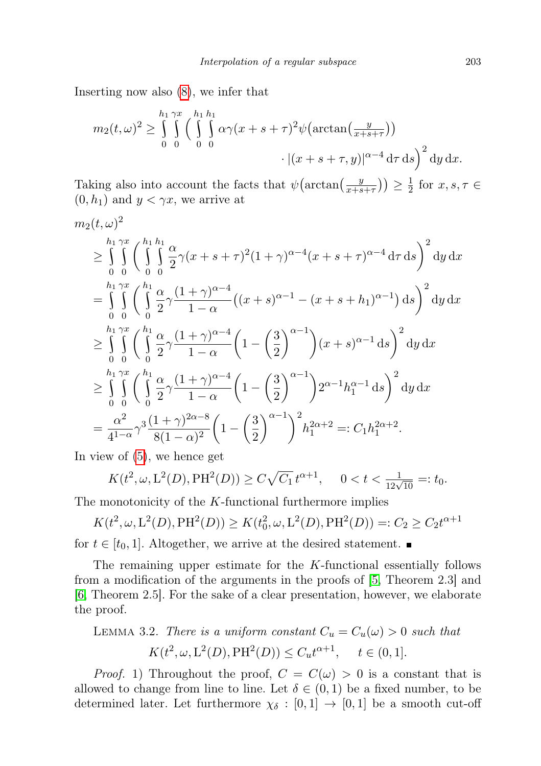Inserting now also (8), we infer that

$$m_2(t,\omega)^2 \ge \int_0^{h_1}\int_0^{\gamma x}\Big(\int_0^{h_1}\int_0^{h_1} \alpha\gamma(x+s+\tau)^2\psi\big(\arctan\big(\tfrac{y}{x+s+\tau}\big)\big) \cdot |(x+s+\tau,y)|^{\alpha-4}\,\mathrm{d}\tau\,\mathrm{d}s\Big)^2\,\mathrm{d}y\,\mathrm{d}x.$$

Taking also into account the facts that $\psi\big(\arctan\big(\frac{y}{x+s+\tau}\big)\big) \ge \frac{1}{2}$ for $x,s,\tau \in (0,h_1)$ and $y < \gamma x$, we arrive at

$$\begin{aligned}
m_2(t,\omega)^2 &\ge \int_0^{h_1}\int_0^{\gamma x}\Big(\int_0^{h_1}\int_0^{h_1} \frac{\alpha}{2}\gamma(x+s+\tau)^2(1+\gamma)^{\alpha-4}(x+s+\tau)^{\alpha-4}\,\mathrm{d}\tau\,\mathrm{d}s\Big)^2\,\mathrm{d}y\,\mathrm{d}x\\
&= \int_0^{h_1}\int_0^{\gamma x}\Big(\int_0^{h_1} \frac{\alpha}{2}\gamma\frac{(1+\gamma)^{\alpha-4}}{1-\alpha}\big((x+s)^{\alpha-1}-(x+s+h_1)^{\alpha-1}\big)\,\mathrm{d}s\Big)^2\,\mathrm{d}y\,\mathrm{d}x\\
&\ge \int_0^{h_1}\int_0^{\gamma x}\Big(\int_0^{h_1} \frac{\alpha}{2}\gamma\frac{(1+\gamma)^{\alpha-4}}{1-\alpha}\Big(1-\Big(\frac{3}{2}\Big)^{\alpha-1}\Big)(x+s)^{\alpha-1}\,\mathrm{d}s\Big)^2\,\mathrm{d}y\,\mathrm{d}x\\
&\ge \int_0^{h_1}\int_0^{\gamma x}\Big(\int_0^{h_1} \frac{\alpha}{2}\gamma\frac{(1+\gamma)^{\alpha-4}}{1-\alpha}\Big(1-\Big(\frac{3}{2}\Big)^{\alpha-1}\Big)2^{\alpha-1}h_1^{\alpha-1}\,\mathrm{d}s\Big)^2\,\mathrm{d}y\,\mathrm{d}x\\
&= \frac{\alpha^2}{4^{1-\alpha}}\gamma^3\frac{(1+\gamma)^{2\alpha-8}}{8(1-\alpha)^2}\Big(1-\Big(\frac{3}{2}\Big)^{\alpha-1}\Big)^2 h_1^{2\alpha+2} =: C_1 h_1^{2\alpha+2}.
\end{aligned}$$

In view of (5), we hence get

$$K(t^2,\omega,\mathrm{L}^2(D),\mathrm{PH}^2(D)) \ge C\sqrt{C_1}\,t^{\alpha+1}, \quad 0<t<\tfrac{1}{12\sqrt{10}} =: t_0.$$

The monotonicity of the $K$-functional furthermore implies

$$K(t^2,\omega,\mathrm{L}^2(D),\mathrm{PH}^2(D)) \ge K(t_0^2,\omega,\mathrm{L}^2(D),\mathrm{PH}^2(D)) =: C_2 \ge C_2 t^{\alpha+1}$$

for $t\in[t_0,1]$. Altogether, we arrive at the desired statement. ∎

The remaining upper estimate for the $K$-functional essentially follows from a modification of the arguments in the proofs of [5, Theorem 2.3] and [6, Theorem 2.5]. For the sake of a clear presentation, however, we elaborate the proof.

Lemma 3.2. *There is a uniform constant $C_u = C_u(\omega) > 0$ such that*

$$K(t^2,\omega,\mathrm{L}^2(D),\mathrm{PH}^2(D)) \le C_u t^{\alpha+1}, \quad t\in(0,1].$$

*Proof.* 1) Throughout the proof, $C = C(\omega) > 0$ is a constant that is allowed to change from line to line. Let $\delta\in(0,1)$ be a fixed number, to be determined later. Let furthermore $\chi_\delta : [0,1]\to[0,1]$ be a smooth cut-off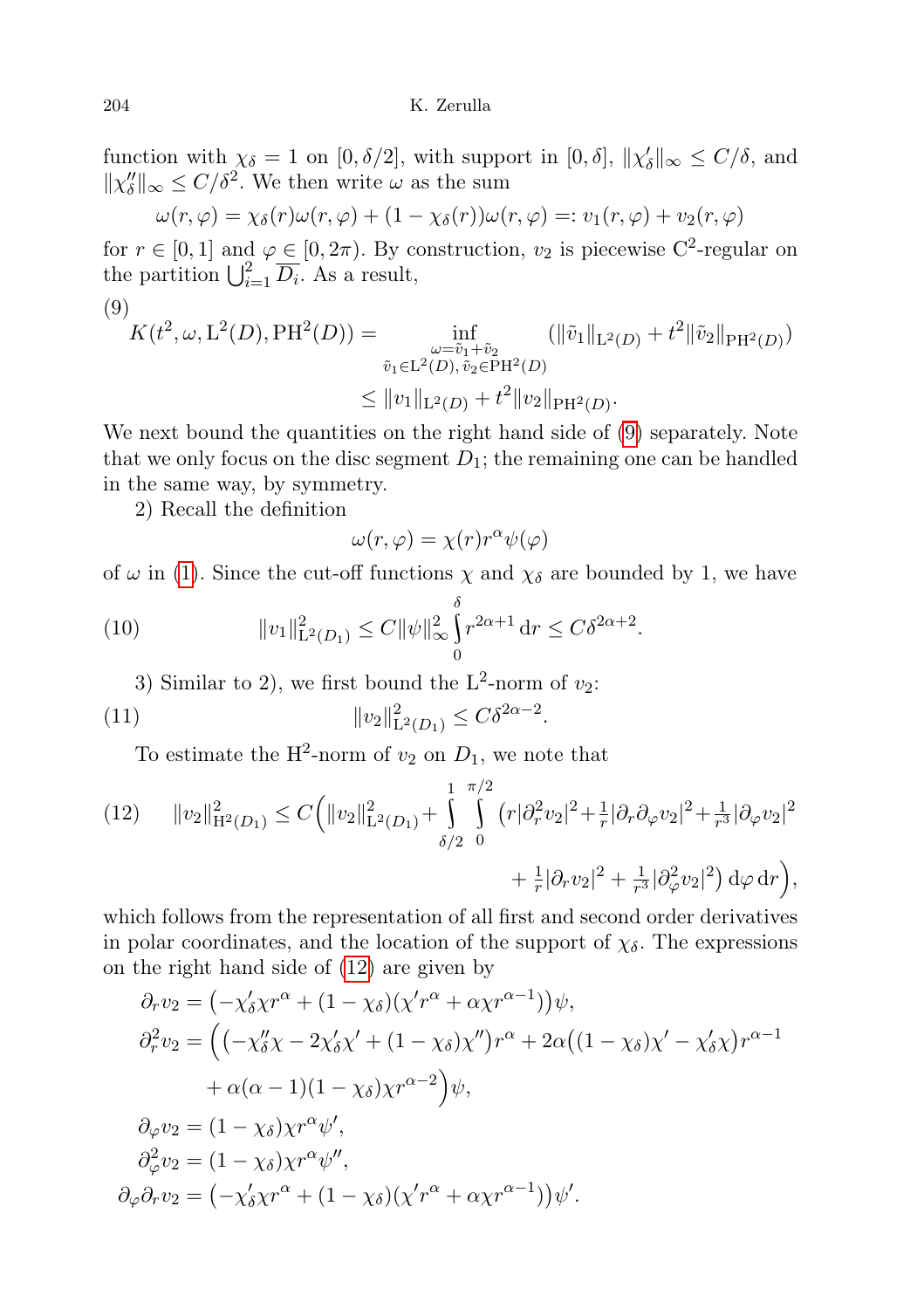function with $\chi_\delta = 1$ on $[0, \delta/2]$, with support in $[0, \delta]$, $\|\chi_\delta'\|_\infty \le C/\delta$, and $\|\chi_\delta''\|_\infty \le C/\delta^2$. We then write $\omega$ as the sum

$$\omega(r, \varphi) = \chi_\delta(r)\omega(r, \varphi) + (1 - \chi_\delta(r))\omega(r, \varphi) =: v_1(r, \varphi) + v_2(r, \varphi)$$

for $r \in [0, 1]$ and $\varphi \in [0, 2\pi)$. By construction, $v_2$ is piecewise $\mathrm{C}^2$-regular on the partition $\bigcup_{i=1}^2 \overline{D_i}$. As a result,

$$K(t^2, \omega, \mathrm{L}^2(D), \mathrm{PH}^2(D)) = \inf_{\substack{\omega = \tilde v_1 + \tilde v_2 \\ \tilde v_1 \in \mathrm{L}^2(D),\, \tilde v_2 \in \mathrm{PH}^2(D)}} (\|\tilde v_1\|_{\mathrm{L}^2(D)} + t^2 \|\tilde v_2\|_{\mathrm{PH}^2(D)}) \\ \le \|v_1\|_{\mathrm{L}^2(D)} + t^2 \|v_2\|_{\mathrm{PH}^2(D)}. \tag{9}$$

We next bound the quantities on the right hand side of (9) separately. Note that we only focus on the disc segment $D_1$; the remaining one can be handled in the same way, by symmetry.

2) Recall the definition

$$\omega(r, \varphi) = \chi(r) r^\alpha \psi(\varphi)$$

of $\omega$ in (1). Since the cut-off functions $\chi$ and $\chi_\delta$ are bounded by 1, we have

$$\|v_1\|^2_{\mathrm{L}^2(D_1)} \le C \|\psi\|^2_\infty \int_0^\delta r^{2\alpha+1}\,\mathrm{d}r \le C\delta^{2\alpha+2}. \tag{10}$$

3) Similar to 2), we first bound the $\mathrm{L}^2$-norm of $v_2$:

$$\|v_2\|^2_{\mathrm{L}^2(D_1)} \le C\delta^{2\alpha-2}. \tag{11}$$

To estimate the $\mathrm{H}^2$-norm of $v_2$ on $D_1$, we note that

$$\|v_2\|^2_{\mathrm{H}^2(D_1)} \le C\Big( \|v_2\|^2_{\mathrm{L}^2(D_1)} + \int_{\delta/2}^1 \int_0^{\pi/2} \big( r|\partial_r^2 v_2|^2 + \tfrac{1}{r}|\partial_r\partial_\varphi v_2|^2 + \tfrac{1}{r^3}|\partial_\varphi v_2|^2 \\ + \tfrac{1}{r}|\partial_r v_2|^2 + \tfrac{1}{r^3}|\partial_\varphi^2 v_2|^2 \big)\,\mathrm{d}\varphi\,\mathrm{d}r \Big), \tag{12}$$

which follows from the representation of all first and second order derivatives in polar coordinates, and the location of the support of $\chi_\delta$. The expressions on the right hand side of (12) are given by

$$\begin{aligned}
\partial_r v_2 &= \big(-\chi_\delta' \chi r^\alpha + (1-\chi_\delta)(\chi' r^\alpha + \alpha\chi r^{\alpha-1})\big)\psi, \\
\partial_r^2 v_2 &= \Big( \big(-\chi_\delta''\chi - 2\chi_\delta'\chi' + (1-\chi_\delta)\chi''\big) r^\alpha + 2\alpha\big((1-\chi_\delta)\chi' - \chi_\delta'\chi\big) r^{\alpha-1} \\
&\quad + \alpha(\alpha-1)(1-\chi_\delta)\chi r^{\alpha-2} \Big)\psi, \\
\partial_\varphi v_2 &= (1-\chi_\delta)\chi r^\alpha \psi', \\
\partial_\varphi^2 v_2 &= (1-\chi_\delta)\chi r^\alpha \psi'', \\
\partial_\varphi\partial_r v_2 &= \big(-\chi_\delta'\chi r^\alpha + (1-\chi_\delta)(\chi' r^\alpha + \alpha\chi r^{\alpha-1})\big)\psi'.
\end{aligned}$$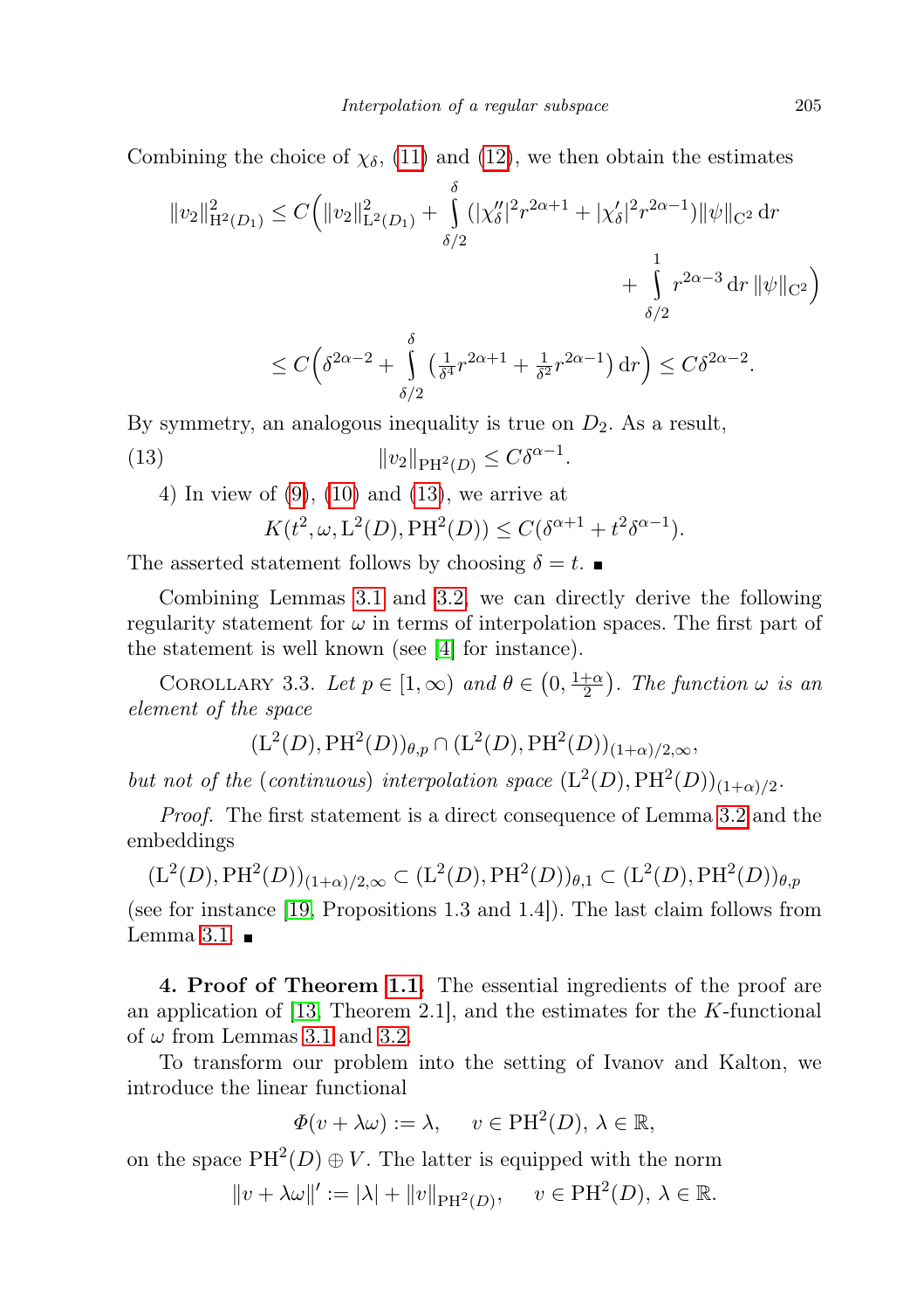Combining the choice of $\chi_\delta$, (11) and (12), we then obtain the estimates

$$\|v_2\|^2_{\mathrm{H}^2(D_1)} \le C\Big(\|v_2\|^2_{\mathrm{L}^2(D_1)} + \int\limits_{\delta/2}^{\delta} (|\chi_\delta''|^2 r^{2\alpha+1} + |\chi_\delta'|^2 r^{2\alpha-1})\|\psi\|_{\mathrm{C}^2}\,\mathrm{d}r + \int\limits_{\delta/2}^{1} r^{2\alpha-3}\,\mathrm{d}r\,\|\psi\|_{\mathrm{C}^2}\Big)$$

$$\le C\Big(\delta^{2\alpha-2} + \int\limits_{\delta/2}^{\delta} \big(\tfrac{1}{\delta^4} r^{2\alpha+1} + \tfrac{1}{\delta^2} r^{2\alpha-1}\big)\,\mathrm{d}r\Big) \le C\delta^{2\alpha-2}.$$

By symmetry, an analogous inequality is true on $D_2$. As a result,

$$\|v_2\|_{\mathrm{PH}^2(D)} \le C\delta^{\alpha-1}. \tag{13}$$

4) In view of (9), (10) and (13), we arrive at

$$K(t^2, \omega, \mathrm{L}^2(D), \mathrm{PH}^2(D)) \le C(\delta^{\alpha+1} + t^2\delta^{\alpha-1}).$$

The asserted statement follows by choosing $\delta = t$. ∎

Combining Lemmas 3.1 and 3.2, we can directly derive the following regularity statement for $\omega$ in terms of interpolation spaces. The first part of the statement is well known (see [4] for instance).

Corollary 3.3. *Let $p \in [1,\infty)$ and $\theta \in \big(0, \frac{1+\alpha}{2}\big)$. The function $\omega$ is an element of the space*

$$(\mathrm{L}^2(D), \mathrm{PH}^2(D))_{\theta,p} \cap (\mathrm{L}^2(D), \mathrm{PH}^2(D))_{(1+\alpha)/2,\infty},$$

*but not of the (continuous) interpolation space $(\mathrm{L}^2(D), \mathrm{PH}^2(D))_{(1+\alpha)/2}$.*

*Proof.* The first statement is a direct consequence of Lemma 3.2 and the embeddings

$$(\mathrm{L}^2(D), \mathrm{PH}^2(D))_{(1+\alpha)/2,\infty} \subset (\mathrm{L}^2(D), \mathrm{PH}^2(D))_{\theta,1} \subset (\mathrm{L}^2(D), \mathrm{PH}^2(D))_{\theta,p}$$

(see for instance [19, Propositions 1.3 and 1.4]). The last claim follows from Lemma 3.1. ∎

**4. Proof of Theorem 1.1.** The essential ingredients of the proof are an application of [13, Theorem 2.1], and the estimates for the $K$-functional of $\omega$ from Lemmas 3.1 and 3.2.

To transform our problem into the setting of Ivanov and Kalton, we introduce the linear functional

$$\Phi(v + \lambda\omega) := \lambda, \qquad v \in \mathrm{PH}^2(D),\ \lambda \in \mathbb{R},$$

on the space $\mathrm{PH}^2(D) \oplus V$. The latter is equipped with the norm

$$\|v + \lambda\omega\|' := |\lambda| + \|v\|_{\mathrm{PH}^2(D)}, \qquad v \in \mathrm{PH}^2(D),\ \lambda \in \mathbb{R}.$$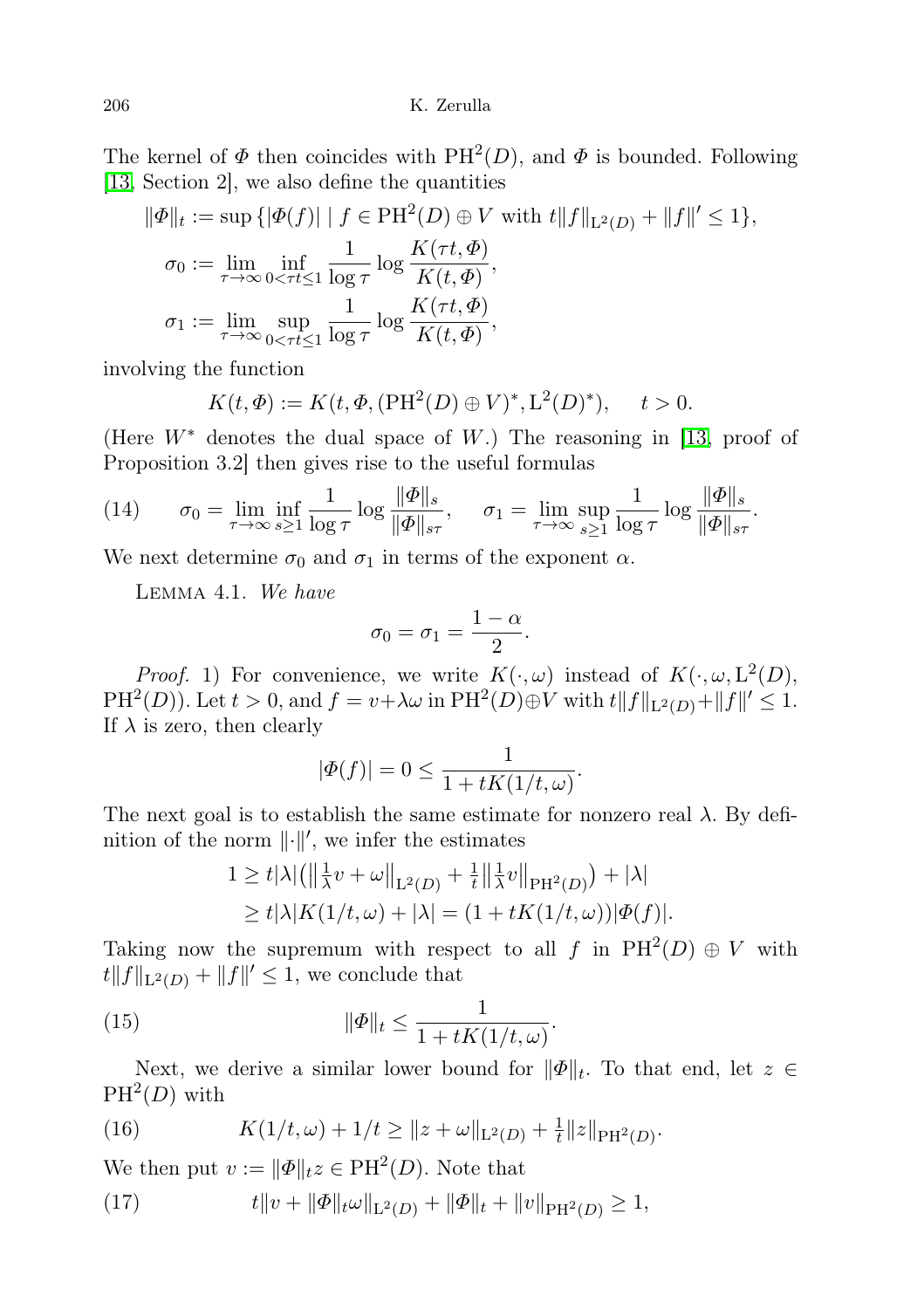The kernel of $\Phi$ then coincides with $\mathrm{PH}^2(D)$, and $\Phi$ is bounded. Following [13, Section 2], we also define the quantities

$$\|\Phi\|_t := \sup\{|\Phi(f)| \mid f \in \mathrm{PH}^2(D) \oplus V \text{ with } t\|f\|_{\mathrm{L}^2(D)} + \|f\|' \leq 1\},$$

$$\sigma_0 := \lim_{\tau\to\infty} \inf_{0<\tau t\leq 1} \frac{1}{\log \tau} \log \frac{K(\tau t, \Phi)}{K(t,\Phi)},$$

$$\sigma_1 := \lim_{\tau\to\infty} \sup_{0<\tau t\leq 1} \frac{1}{\log \tau} \log \frac{K(\tau t, \Phi)}{K(t,\Phi)},$$

involving the function

$$K(t,\Phi) := K(t, \Phi, (\mathrm{PH}^2(D) \oplus V)^*, \mathrm{L}^2(D)^*), \qquad t > 0.$$

(Here $W^*$ denotes the dual space of $W$.) The reasoning in [13, proof of Proposition 3.2] then gives rise to the useful formulas

$$\sigma_0 = \lim_{\tau\to\infty} \inf_{s\geq 1} \frac{1}{\log \tau} \log \frac{\|\Phi\|_s}{\|\Phi\|_{s\tau}}, \qquad \sigma_1 = \lim_{\tau\to\infty} \sup_{s\geq 1} \frac{1}{\log \tau} \log \frac{\|\Phi\|_s}{\|\Phi\|_{s\tau}}. \tag{14}$$

We next determine $\sigma_0$ and $\sigma_1$ in terms of the exponent $\alpha$.

Lemma 4.1. *We have*

$$\sigma_0 = \sigma_1 = \frac{1-\alpha}{2}.$$

*Proof.* 1) For convenience, we write $K(\cdot,\omega)$ instead of $K(\cdot, \omega, \mathrm{L}^2(D), \mathrm{PH}^2(D))$. Let $t > 0$, and $f = v + \lambda\omega$ in $\mathrm{PH}^2(D) \oplus V$ with $t\|f\|_{\mathrm{L}^2(D)} + \|f\|' \leq 1$. If $\lambda$ is zero, then clearly

$$|\Phi(f)| = 0 \leq \frac{1}{1 + tK(1/t, \omega)}.$$

The next goal is to establish the same estimate for nonzero real $\lambda$. By definition of the norm $\|\cdot\|'$, we infer the estimates

$$\begin{aligned} 1 &\geq t|\lambda|\big(\big\|\tfrac{1}{\lambda}v + \omega\big\|_{\mathrm{L}^2(D)} + \tfrac{1}{t}\big\|\tfrac{1}{\lambda}v\big\|_{\mathrm{PH}^2(D)}\big) + |\lambda| \\ &\geq t|\lambda|K(1/t,\omega) + |\lambda| = (1 + tK(1/t,\omega))|\Phi(f)|. \end{aligned}$$

Taking now the supremum with respect to all $f$ in $\mathrm{PH}^2(D) \oplus V$ with $t\|f\|_{\mathrm{L}^2(D)} + \|f\|' \leq 1$, we conclude that

$$\|\Phi\|_t \leq \frac{1}{1 + tK(1/t,\omega)}. \tag{15}$$

Next, we derive a similar lower bound for $\|\Phi\|_t$. To that end, let $z \in \mathrm{PH}^2(D)$ with

$$K(1/t,\omega) + 1/t \geq \|z + \omega\|_{\mathrm{L}^2(D)} + \tfrac{1}{t}\|z\|_{\mathrm{PH}^2(D)}. \tag{16}$$

We then put $v := \|\Phi\|_t z \in \mathrm{PH}^2(D)$. Note that

$$t\|v + \|\Phi\|_t\omega\|_{\mathrm{L}^2(D)} + \|\Phi\|_t + \|v\|_{\mathrm{PH}^2(D)} \geq 1, \tag{17}$$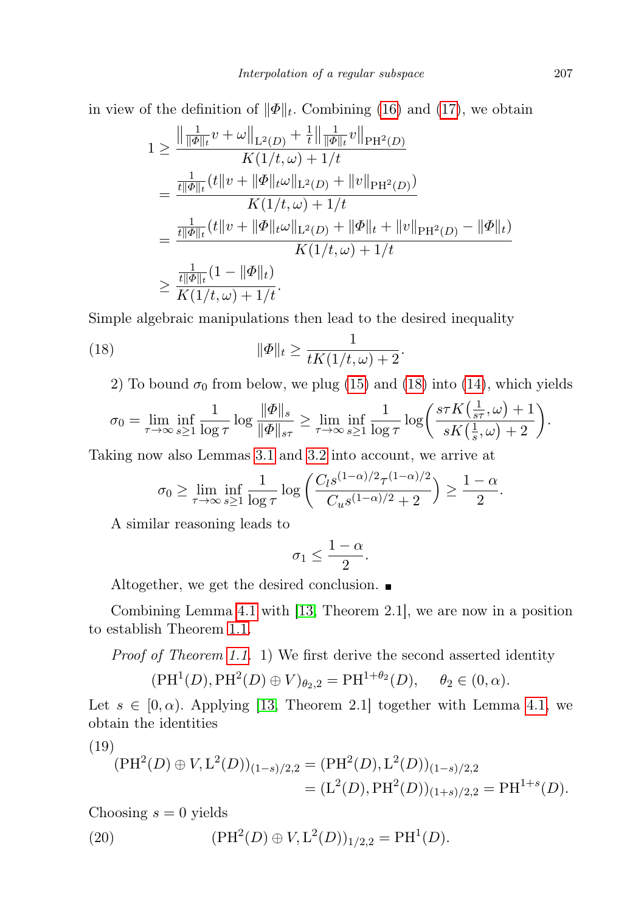in view of the definition of $\|\Phi\|_t$. Combining (16) and (17), we obtain

$$
\begin{aligned}
1 &\geq \frac{\big\|\frac{1}{\|\Phi\|_t}v + \omega\big\|_{\mathrm{L}^2(D)} + \frac{1}{t}\big\|\frac{1}{\|\Phi\|_t}v\big\|_{\mathrm{PH}^2(D)}}{K(1/t,\omega) + 1/t} \\
&= \frac{\frac{1}{t\|\Phi\|_t}(t\|v + \|\Phi\|_t\omega\|_{\mathrm{L}^2(D)} + \|v\|_{\mathrm{PH}^2(D)})}{K(1/t,\omega) + 1/t} \\
&= \frac{\frac{1}{t\|\Phi\|_t}(t\|v + \|\Phi\|_t\omega\|_{\mathrm{L}^2(D)} + \|\Phi\|_t + \|v\|_{\mathrm{PH}^2(D)} - \|\Phi\|_t)}{K(1/t,\omega) + 1/t} \\
&\geq \frac{\frac{1}{t\|\Phi\|_t}(1 - \|\Phi\|_t)}{K(1/t,\omega) + 1/t}.
\end{aligned}
$$

Simple algebraic manipulations then lead to the desired inequality

$$
\|\Phi\|_t \geq \frac{1}{tK(1/t,\omega) + 2}. \tag{18}
$$

2) To bound $\sigma_0$ from below, we plug (15) and (18) into (14), which yields

$$
\sigma_0 = \lim_{\tau\to\infty}\inf_{s\geq 1}\frac{1}{\log\tau}\log\frac{\|\Phi\|_s}{\|\Phi\|_{s\tau}} \geq \lim_{\tau\to\infty}\inf_{s\geq 1}\frac{1}{\log\tau}\log\Big(\frac{s\tau K\big(\frac{1}{s\tau},\omega\big) + 1}{sK\big(\frac{1}{s},\omega\big) + 2}\Big).
$$

Taking now also Lemmas 3.1 and 3.2 into account, we arrive at

$$
\sigma_0 \geq \lim_{\tau\to\infty}\inf_{s\geq 1}\frac{1}{\log\tau}\log\left(\frac{C_l s^{(1-\alpha)/2}\tau^{(1-\alpha)/2}}{C_u s^{(1-\alpha)/2} + 2}\right) \geq \frac{1-\alpha}{2}.
$$

A similar reasoning leads to

$$
\sigma_1 \leq \frac{1-\alpha}{2}.
$$

Altogether, we get the desired conclusion. ∎

Combining Lemma 4.1 with [13, Theorem 2.1], we are now in a position to establish Theorem 1.1.

*Proof of Theorem 1.1.* 1) We first derive the second asserted identity

$$
(\mathrm{PH}^1(D), \mathrm{PH}^2(D) \oplus V)_{\theta_2,2} = \mathrm{PH}^{1+\theta_2}(D), \qquad \theta_2 \in (0,\alpha).
$$

Let $s \in [0,\alpha)$. Applying [13, Theorem 2.1] together with Lemma 4.1, we obtain the identities

$$
\begin{aligned}
(\mathrm{PH}^2(D) \oplus V, \mathrm{L}^2(D))_{(1-s)/2,2} &= (\mathrm{PH}^2(D), \mathrm{L}^2(D))_{(1-s)/2,2} \\
&= (\mathrm{L}^2(D), \mathrm{PH}^2(D))_{(1+s)/2,2} = \mathrm{PH}^{1+s}(D).
\end{aligned} \tag{19}
$$

Choosing $s = 0$ yields

$$
(\mathrm{PH}^2(D) \oplus V, \mathrm{L}^2(D))_{1/2,2} = \mathrm{PH}^1(D). \tag{20}
$$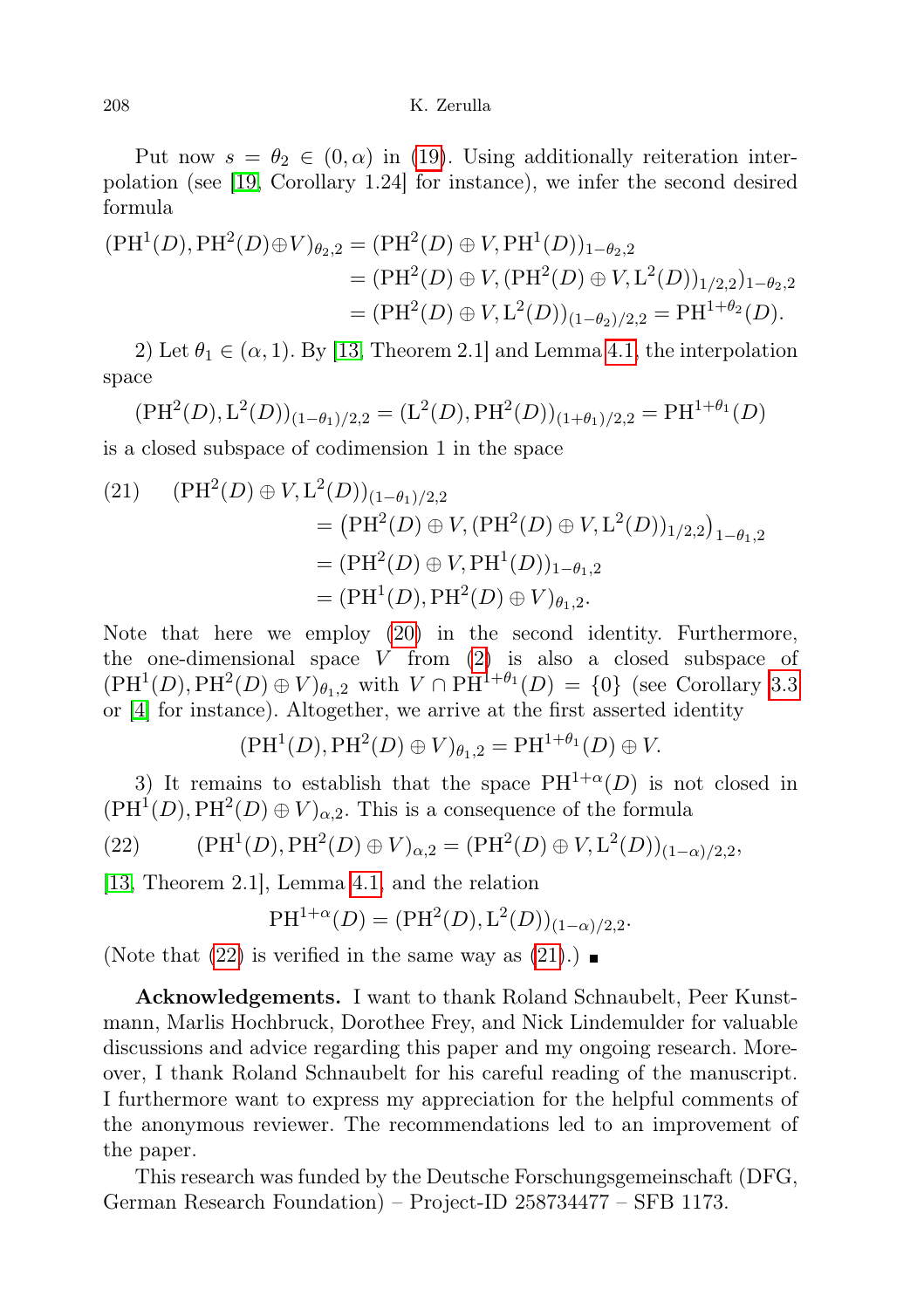Put now $s = \theta_2 \in (0, \alpha)$ in (19). Using additionally reiteration interpolation (see [19, Corollary 1.24] for instance), we infer the second desired formula

$$
\begin{aligned}
(\mathrm{PH}^1(D), \mathrm{PH}^2(D) \oplus V)_{\theta_2,2} &= (\mathrm{PH}^2(D) \oplus V, \mathrm{PH}^1(D))_{1-\theta_2,2} \\
&= (\mathrm{PH}^2(D) \oplus V, (\mathrm{PH}^2(D) \oplus V, \mathrm{L}^2(D))_{1/2,2})_{1-\theta_2,2} \\
&= (\mathrm{PH}^2(D) \oplus V, \mathrm{L}^2(D))_{(1-\theta_2)/2,2} = \mathrm{PH}^{1+\theta_2}(D).
\end{aligned}
$$

2) Let $\theta_1 \in (\alpha, 1)$. By [13, Theorem 2.1] and Lemma 4.1, the interpolation space

$$
(\mathrm{PH}^2(D), \mathrm{L}^2(D))_{(1-\theta_1)/2,2} = (\mathrm{L}^2(D), \mathrm{PH}^2(D))_{(1+\theta_1)/2,2} = \mathrm{PH}^{1+\theta_1}(D)
$$

is a closed subspace of codimension 1 in the space

$$
\begin{aligned}
\text{(21)} \qquad (\mathrm{PH}^2(D) \oplus V, \mathrm{L}^2(D))_{(1-\theta_1)/2,2} &= \big(\mathrm{PH}^2(D) \oplus V, (\mathrm{PH}^2(D) \oplus V, \mathrm{L}^2(D))_{1/2,2}\big)_{1-\theta_1,2} \\
&= (\mathrm{PH}^2(D) \oplus V, \mathrm{PH}^1(D))_{1-\theta_1,2} \\
&= (\mathrm{PH}^1(D), \mathrm{PH}^2(D) \oplus V)_{\theta_1,2}.
\end{aligned}
$$

Note that here we employ (20) in the second identity. Furthermore, the one-dimensional space $V$ from (2) is also a closed subspace of $(\mathrm{PH}^1(D), \mathrm{PH}^2(D) \oplus V)_{\theta_1,2}$ with $V \cap \mathrm{PH}^{1+\theta_1}(D) = \{0\}$ (see Corollary 3.3 or [4] for instance). Altogether, we arrive at the first asserted identity

$$
(\mathrm{PH}^1(D), \mathrm{PH}^2(D) \oplus V)_{\theta_1,2} = \mathrm{PH}^{1+\theta_1}(D) \oplus V.
$$

3) It remains to establish that the space $\mathrm{PH}^{1+\alpha}(D)$ is not closed in $(\mathrm{PH}^1(D), \mathrm{PH}^2(D) \oplus V)_{\alpha,2}$. This is a consequence of the formula

$$
\text{(22)} \qquad (\mathrm{PH}^1(D), \mathrm{PH}^2(D) \oplus V)_{\alpha,2} = (\mathrm{PH}^2(D) \oplus V, \mathrm{L}^2(D))_{(1-\alpha)/2,2},
$$

[13, Theorem 2.1], Lemma 4.1, and the relation

$$
\mathrm{PH}^{1+\alpha}(D) = (\mathrm{PH}^2(D), \mathrm{L}^2(D))_{(1-\alpha)/2,2}.
$$

(Note that (22) is verified in the same way as (21).) ■

**Acknowledgements.** I want to thank Roland Schnaubelt, Peer Kunstmann, Marlis Hochbruck, Dorothee Frey, and Nick Lindemulder for valuable discussions and advice regarding this paper and my ongoing research. Moreover, I thank Roland Schnaubelt for his careful reading of the manuscript. I furthermore want to express my appreciation for the helpful comments of the anonymous reviewer. The recommendations led to an improvement of the paper.

This research was funded by the Deutsche Forschungsgemeinschaft (DFG, German Research Foundation) – Project-ID 258734477 – SFB 1173.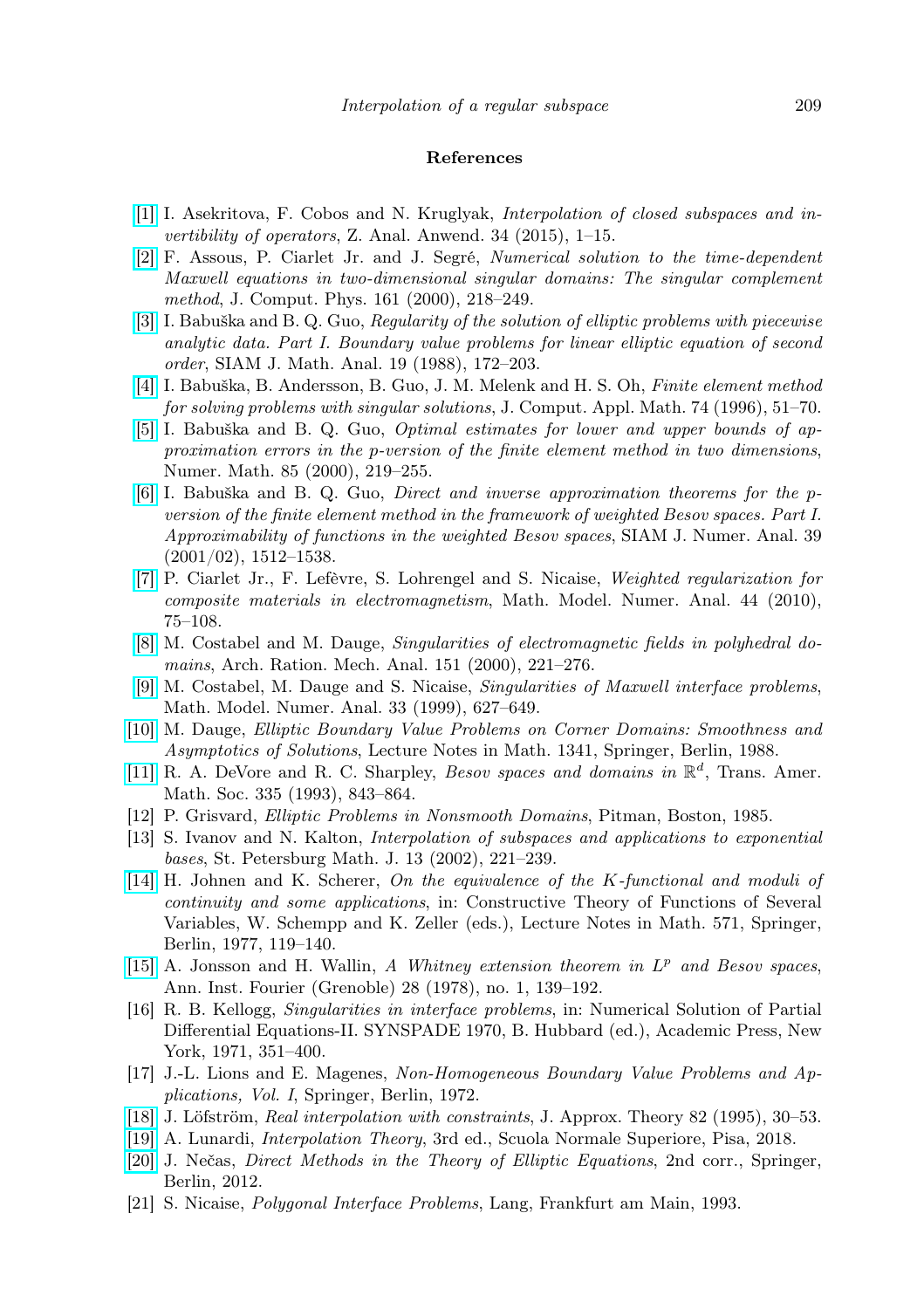## References

[1] I. Asekritova, F. Cobos and N. Kruglyak, *Interpolation of closed subspaces and invertibility of operators*, Z. Anal. Anwend. 34 (2015), 1–15.

[2] F. Assous, P. Ciarlet Jr. and J. Segré, *Numerical solution to the time-dependent Maxwell equations in two-dimensional singular domains: The singular complement method*, J. Comput. Phys. 161 (2000), 218–249.

[3] I. Babuška and B. Q. Guo, *Regularity of the solution of elliptic problems with piecewise analytic data. Part I. Boundary value problems for linear elliptic equation of second order*, SIAM J. Math. Anal. 19 (1988), 172–203.

[4] I. Babuška, B. Andersson, B. Guo, J. M. Melenk and H. S. Oh, *Finite element method for solving problems with singular solutions*, J. Comput. Appl. Math. 74 (1996), 51–70.

[5] I. Babuška and B. Q. Guo, *Optimal estimates for lower and upper bounds of approximation errors in the p-version of the finite element method in two dimensions*, Numer. Math. 85 (2000), 219–255.

[6] I. Babuška and B. Q. Guo, *Direct and inverse approximation theorems for the p-version of the finite element method in the framework of weighted Besov spaces. Part I. Approximability of functions in the weighted Besov spaces*, SIAM J. Numer. Anal. 39 (2001/02), 1512–1538.

[7] P. Ciarlet Jr., F. Lefèvre, S. Lohrengel and S. Nicaise, *Weighted regularization for composite materials in electromagnetism*, Math. Model. Numer. Anal. 44 (2010), 75–108.

[8] M. Costabel and M. Dauge, *Singularities of electromagnetic fields in polyhedral domains*, Arch. Ration. Mech. Anal. 151 (2000), 221–276.

[9] M. Costabel, M. Dauge and S. Nicaise, *Singularities of Maxwell interface problems*, Math. Model. Numer. Anal. 33 (1999), 627–649.

[10] M. Dauge, *Elliptic Boundary Value Problems on Corner Domains: Smoothness and Asymptotics of Solutions*, Lecture Notes in Math. 1341, Springer, Berlin, 1988.

[11] R. A. DeVore and R. C. Sharpley, *Besov spaces and domains in* $\mathbb{R}^d$, Trans. Amer. Math. Soc. 335 (1993), 843–864.

[12] P. Grisvard, *Elliptic Problems in Nonsmooth Domains*, Pitman, Boston, 1985.

[13] S. Ivanov and N. Kalton, *Interpolation of subspaces and applications to exponential bases*, St. Petersburg Math. J. 13 (2002), 221–239.

[14] H. Johnen and K. Scherer, *On the equivalence of the K-functional and moduli of continuity and some applications*, in: Constructive Theory of Functions of Several Variables, W. Schempp and K. Zeller (eds.), Lecture Notes in Math. 571, Springer, Berlin, 1977, 119–140.

[15] A. Jonsson and H. Wallin, *A Whitney extension theorem in* $L^p$ *and Besov spaces*, Ann. Inst. Fourier (Grenoble) 28 (1978), no. 1, 139–192.

[16] R. B. Kellogg, *Singularities in interface problems*, in: Numerical Solution of Partial Differential Equations-II. SYNSPADE 1970, B. Hubbard (ed.), Academic Press, New York, 1971, 351–400.

[17] J.-L. Lions and E. Magenes, *Non-Homogeneous Boundary Value Problems and Applications, Vol. I*, Springer, Berlin, 1972.

[18] J. Löfström, *Real interpolation with constraints*, J. Approx. Theory 82 (1995), 30–53.

[19] A. Lunardi, *Interpolation Theory*, 3rd ed., Scuola Normale Superiore, Pisa, 2018.

[20] J. Nečas, *Direct Methods in the Theory of Elliptic Equations*, 2nd corr., Springer, Berlin, 2012.

[21] S. Nicaise, *Polygonal Interface Problems*, Lang, Frankfurt am Main, 1993.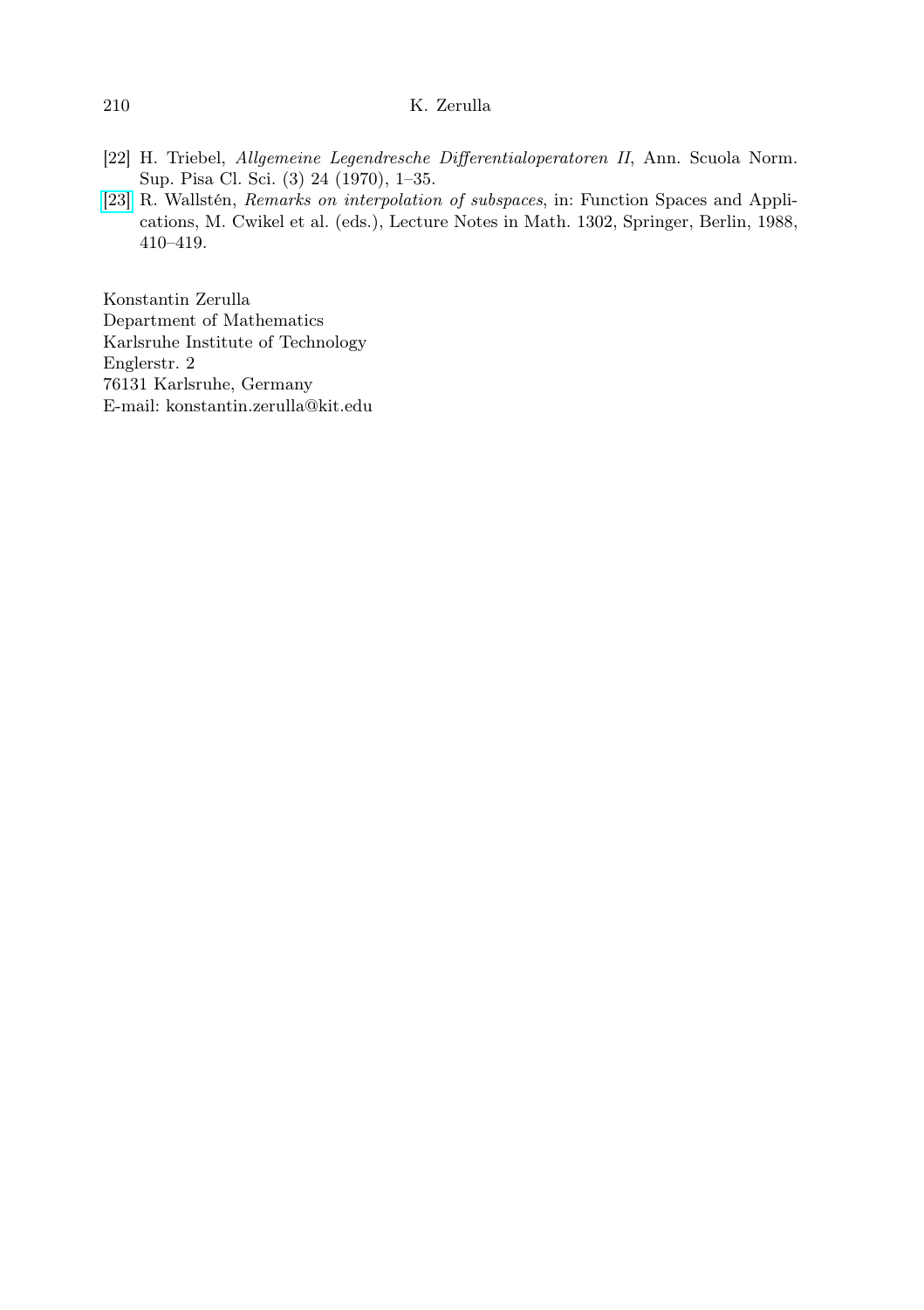[22] H. Triebel, *Allgemeine Legendresche Differentialoperatoren II*, Ann. Scuola Norm. Sup. Pisa Cl. Sci. (3) 24 (1970), 1–35.

[23] R. Wallstén, *Remarks on interpolation of subspaces*, in: Function Spaces and Applications, M. Cwikel et al. (eds.), Lecture Notes in Math. 1302, Springer, Berlin, 1988, 410–419.

Konstantin Zerulla
Department of Mathematics
Karlsruhe Institute of Technology
Englerstr. 2
76131 Karlsruhe, Germany
E-mail: konstantin.zerulla@kit.edu